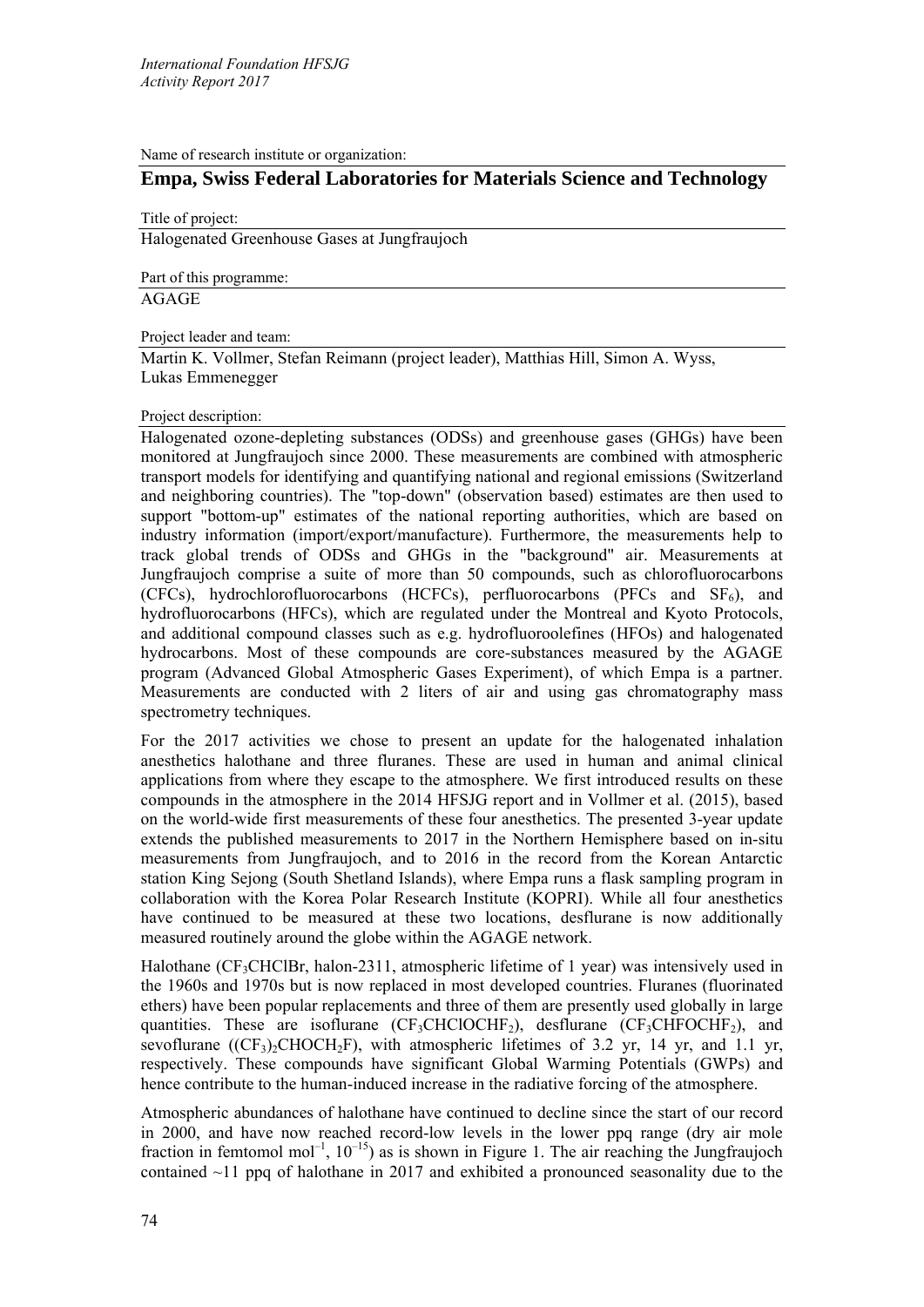*International Foundation HFSJG*
*Activity Report 2017*

Name of research institute or organization:

## Empa, Swiss Federal Laboratories for Materials Science and Technology

Title of project:

Halogenated Greenhouse Gases at Jungfraujoch

Part of this programme:

AGAGE

Project leader and team:

Martin K. Vollmer, Stefan Reimann (project leader), Matthias Hill, Simon A. Wyss, Lukas Emmenegger

Project description:

Halogenated ozone-depleting substances (ODSs) and greenhouse gases (GHGs) have been monitored at Jungfraujoch since 2000. These measurements are combined with atmospheric transport models for identifying and quantifying national and regional emissions (Switzerland and neighboring countries). The "top-down" (observation based) estimates are then used to support "bottom-up" estimates of the national reporting authorities, which are based on industry information (import/export/manufacture). Furthermore, the measurements help to track global trends of ODSs and GHGs in the "background" air. Measurements at Jungfraujoch comprise a suite of more than 50 compounds, such as chlorofluorocarbons (CFCs), hydrochlorofluorocarbons (HCFCs), perfluorocarbons (PFCs and $SF_6$), and hydrofluorocarbons (HFCs), which are regulated under the Montreal and Kyoto Protocols, and additional compound classes such as e.g. hydrofluoroolefines (HFOs) and halogenated hydrocarbons. Most of these compounds are core-substances measured by the AGAGE program (Advanced Global Atmospheric Gases Experiment), of which Empa is a partner. Measurements are conducted with 2 liters of air and using gas chromatography mass spectrometry techniques.

For the 2017 activities we chose to present an update for the halogenated inhalation anesthetics halothane and three fluranes. These are used in human and animal clinical applications from where they escape to the atmosphere. We first introduced results on these compounds in the atmosphere in the 2014 HFSJG report and in Vollmer et al. (2015), based on the world-wide first measurements of these four anesthetics. The presented 3-year update extends the published measurements to 2017 in the Northern Hemisphere based on in-situ measurements from Jungfraujoch, and to 2016 in the record from the Korean Antarctic station King Sejong (South Shetland Islands), where Empa runs a flask sampling program in collaboration with the Korea Polar Research Institute (KOPRI). While all four anesthetics have continued to be measured at these two locations, desflurane is now additionally measured routinely around the globe within the AGAGE network.

Halothane ($CF_3CHClBr$, halon-2311, atmospheric lifetime of 1 year) was intensively used in the 1960s and 1970s but is now replaced in most developed countries. Fluranes (fluorinated ethers) have been popular replacements and three of them are presently used globally in large quantities. These are isoflurane ($CF_3CHClOCHF_2$), desflurane ($CF_3CHFOCHF_2$), and sevoflurane ($(CF_3)_2CHOCH_2F$), with atmospheric lifetimes of 3.2 yr, 14 yr, and 1.1 yr, respectively. These compounds have significant Global Warming Potentials (GWPs) and hence contribute to the human-induced increase in the radiative forcing of the atmosphere.

Atmospheric abundances of halothane have continued to decline since the start of our record in 2000, and have now reached record-low levels in the lower ppq range (dry air mole fraction in femtomol $mol^{-1}$, $10^{-15}$) as is shown in Figure 1. The air reaching the Jungfraujoch contained ~11 ppq of halothane in 2017 and exhibited a pronounced seasonality due to the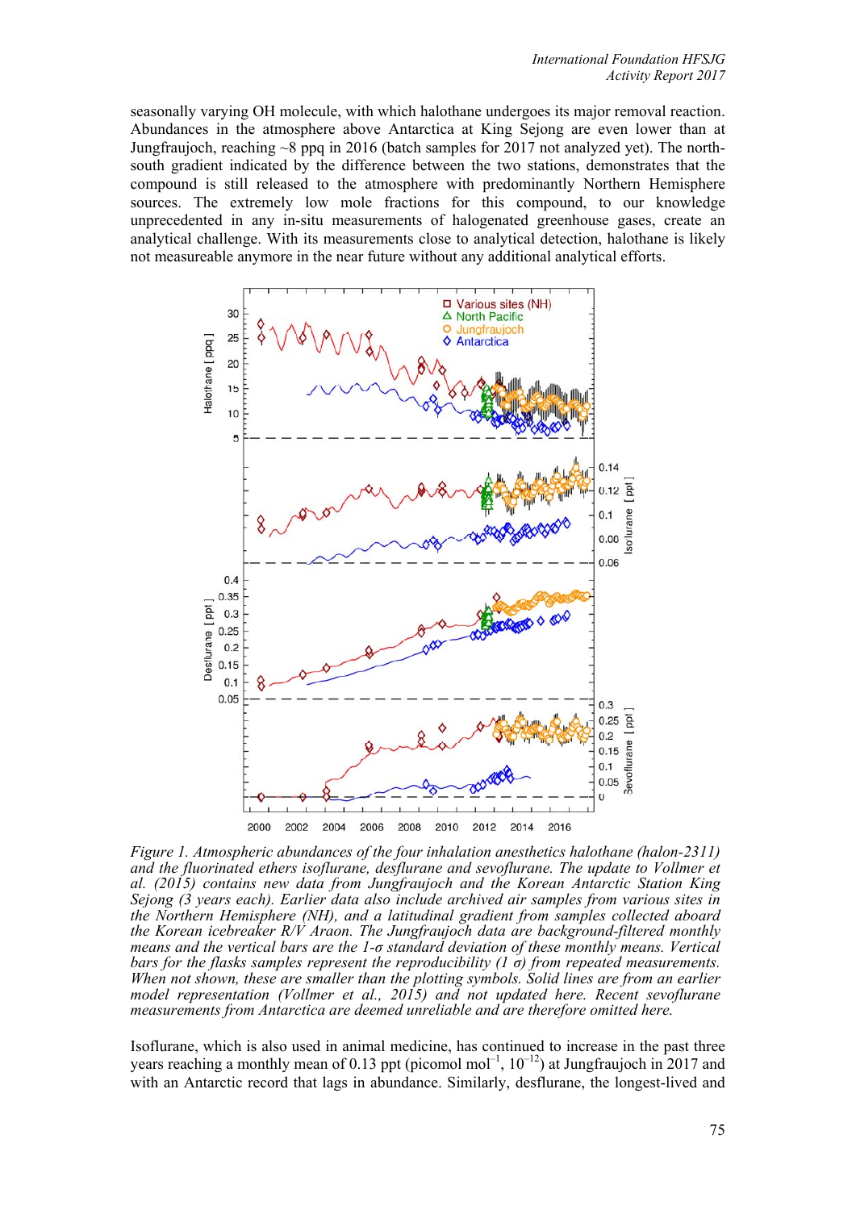seasonally varying OH molecule, with which halothane undergoes its major removal reaction. Abundances in the atmosphere above Antarctica at King Sejong are even lower than at Jungfraujoch, reaching ~8 ppq in 2016 (batch samples for 2017 not analyzed yet). The north-south gradient indicated by the difference between the two stations, demonstrates that the compound is still released to the atmosphere with predominantly Northern Hemisphere sources. The extremely low mole fractions for this compound, to our knowledge unprecedented in any in-situ measurements of halogenated greenhouse gases, create an analytical challenge. With its measurements close to analytical detection, halothane is likely not measureable anymore in the near future without any additional analytical efforts.

*Figure 1. Atmospheric abundances of the four inhalation anesthetics halothane (halon-2311) and the fluorinated ethers isoflurane, desflurane and sevoflurane. The update to Vollmer et al. (2015) contains new data from Jungfraujoch and the Korean Antarctic Station King Sejong (3 years each). Earlier data also include archived air samples from various sites in the Northern Hemisphere (NH), and a latitudinal gradient from samples collected aboard the Korean icebreaker R/V Araon. The Jungfraujoch data are background-filtered monthly means and the vertical bars are the 1-σ standard deviation of these monthly means. Vertical bars for the flasks samples represent the reproducibility (1 σ) from repeated measurements. When not shown, these are smaller than the plotting symbols. Solid lines are from an earlier model representation (Vollmer et al., 2015) and not updated here. Recent sevoflurane measurements from Antarctica are deemed unreliable and are therefore omitted here.*

Isoflurane, which is also used in animal medicine, has continued to increase in the past three years reaching a monthly mean of 0.13 ppt (picomol mol$^{-1}$, $10^{-12}$) at Jungfraujoch in 2017 and with an Antarctic record that lags in abundance. Similarly, desflurane, the longest-lived and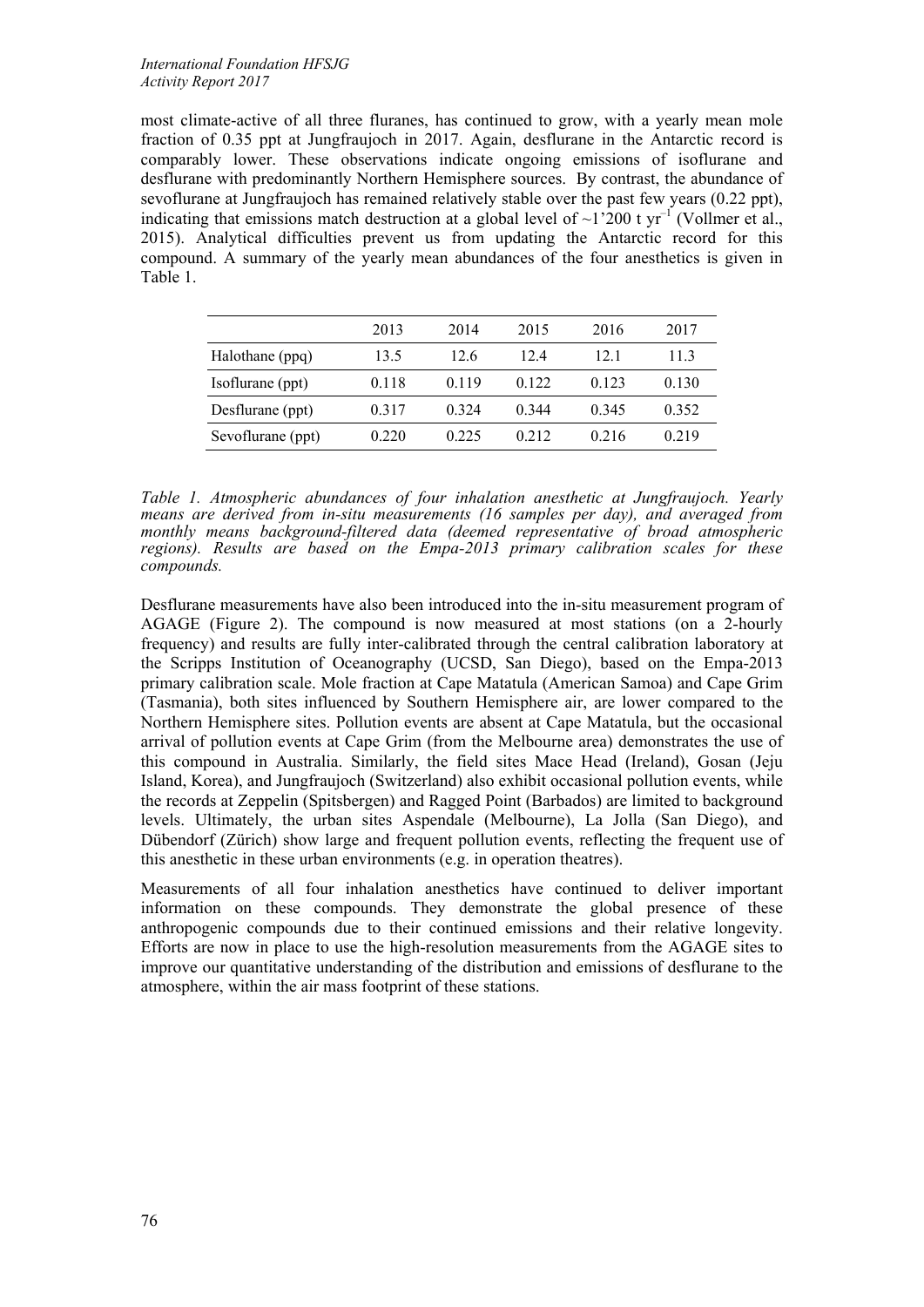most climate-active of all three fluranes, has continued to grow, with a yearly mean mole fraction of 0.35 ppt at Jungfraujoch in 2017. Again, desflurane in the Antarctic record is comparably lower. These observations indicate ongoing emissions of isoflurane and desflurane with predominantly Northern Hemisphere sources. By contrast, the abundance of sevoflurane at Jungfraujoch has remained relatively stable over the past few years (0.22 ppt), indicating that emissions match destruction at a global level of ~1'200 t $yr^{-1}$ (Vollmer et al., 2015). Analytical difficulties prevent us from updating the Antarctic record for this compound. A summary of the yearly mean abundances of the four anesthetics is given in Table 1.

| | 2013 | 2014 | 2015 | 2016 | 2017 |
|---|---|---|---|---|---|
| Halothane (ppq) | 13.5 | 12.6 | 12.4 | 12.1 | 11.3 |
| Isoflurane (ppt) | 0.118 | 0.119 | 0.122 | 0.123 | 0.130 |
| Desflurane (ppt) | 0.317 | 0.324 | 0.344 | 0.345 | 0.352 |
| Sevoflurane (ppt) | 0.220 | 0.225 | 0.212 | 0.216 | 0.219 |

*Table 1. Atmospheric abundances of four inhalation anesthetic at Jungfraujoch. Yearly means are derived from in-situ measurements (16 samples per day), and averaged from monthly means background-filtered data (deemed representative of broad atmospheric regions). Results are based on the Empa-2013 primary calibration scales for these compounds.*

Desflurane measurements have also been introduced into the in-situ measurement program of AGAGE (Figure 2). The compound is now measured at most stations (on a 2-hourly frequency) and results are fully inter-calibrated through the central calibration laboratory at the Scripps Institution of Oceanography (UCSD, San Diego), based on the Empa-2013 primary calibration scale. Mole fraction at Cape Matatula (American Samoa) and Cape Grim (Tasmania), both sites influenced by Southern Hemisphere air, are lower compared to the Northern Hemisphere sites. Pollution events are absent at Cape Matatula, but the occasional arrival of pollution events at Cape Grim (from the Melbourne area) demonstrates the use of this compound in Australia. Similarly, the field sites Mace Head (Ireland), Gosan (Jeju Island, Korea), and Jungfraujoch (Switzerland) also exhibit occasional pollution events, while the records at Zeppelin (Spitsbergen) and Ragged Point (Barbados) are limited to background levels. Ultimately, the urban sites Aspendale (Melbourne), La Jolla (San Diego), and Dübendorf (Zürich) show large and frequent pollution events, reflecting the frequent use of this anesthetic in these urban environments (e.g. in operation theatres).

Measurements of all four inhalation anesthetics have continued to deliver important information on these compounds. They demonstrate the global presence of these anthropogenic compounds due to their continued emissions and their relative longevity. Efforts are now in place to use the high-resolution measurements from the AGAGE sites to improve our quantitative understanding of the distribution and emissions of desflurane to the atmosphere, within the air mass footprint of these stations.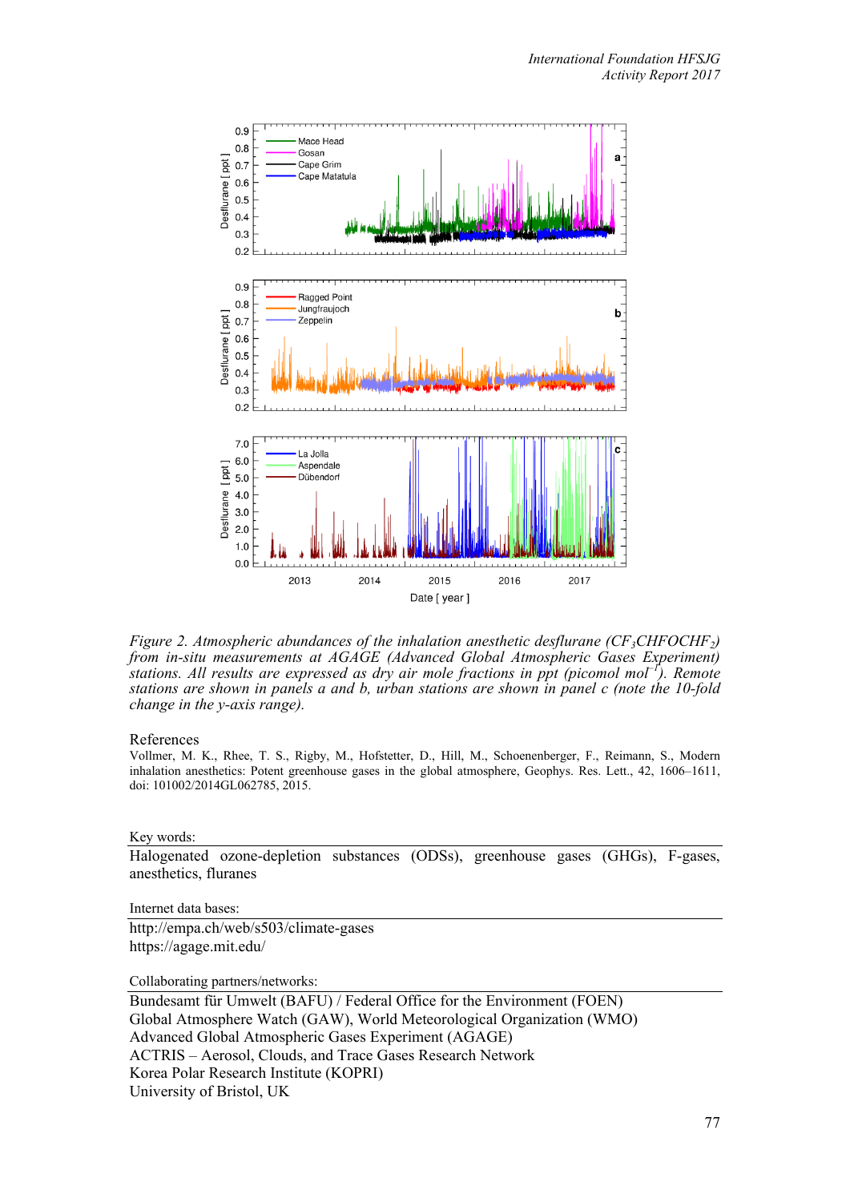*Figure 2. Atmospheric abundances of the inhalation anesthetic desflurane ($CF_3CHFOCHF_2$) from in-situ measurements at AGAGE (Advanced Global Atmospheric Gases Experiment) stations. All results are expressed as dry air mole fractions in ppt (picomol $mol^{-1}$). Remote stations are shown in panels a and b, urban stations are shown in panel c (note the 10-fold change in the y-axis range).*

References

Vollmer, M. K., Rhee, T. S., Rigby, M., Hofstetter, D., Hill, M., Schoenenberger, F., Reimann, S., Modern inhalation anesthetics: Potent greenhouse gases in the global atmosphere, Geophys. Res. Lett., 42, 1606–1611, doi: 101002/2014GL062785, 2015.

Key words:

Halogenated ozone-depletion substances (ODSs), greenhouse gases (GHGs), F-gases, anesthetics, fluranes

Internet data bases:

http://empa.ch/web/s503/climate-gases
https://agage.mit.edu/

Collaborating partners/networks:

Bundesamt für Umwelt (BAFU) / Federal Office for the Environment (FOEN)
Global Atmosphere Watch (GAW), World Meteorological Organization (WMO)
Advanced Global Atmospheric Gases Experiment (AGAGE)
ACTRIS – Aerosol, Clouds, and Trace Gases Research Network
Korea Polar Research Institute (KOPRI)
University of Bristol, UK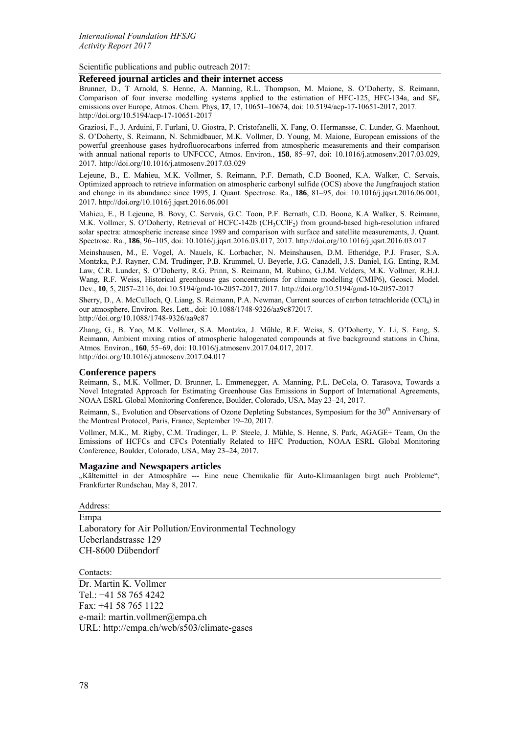Scientific publications and public outreach 2017:

## Refereed journal articles and their internet access

Brunner, D., T Arnold, S. Henne, A. Manning, R.L. Thompson, M. Maione, S. O'Doherty, S. Reimann, Comparison of four inverse modelling systems applied to the estimation of HFC-125, HFC-134a, and $SF_6$ emissions over Europe, Atmos. Chem. Phys, **17**, 17, 10651–10674, doi: 10.5194/acp-17-10651-2017, 2017. http://doi.org/10.5194/acp-17-10651-2017

Graziosi, F., J. Arduini, F. Furlani, U. Giostra, P. Cristofanelli, X. Fang, O. Hermansse, C. Lunder, G. Maenhout, S. O'Doherty, S. Reimann, N. Schmidbauer, M.K. Vollmer, D. Young, M. Maione, European emissions of the powerful greenhouse gases hydrofluorocarbons inferred from atmospheric measurements and their comparison with annual national reports to UNFCCC, Atmos. Environ., **158**, 85–97, doi: 10.1016/j.atmosenv.2017.03.029, 2017. http://doi.org/10.1016/j.atmosenv.2017.03.029

Lejeune, B., E. Mahieu, M.K. Vollmer, S. Reimann, P.F. Bernath, C.D Booned, K.A. Walker, C. Servais, Optimized approach to retrieve information on atmospheric carbonyl sulfide (OCS) above the Jungfraujoch station and change in its abundance since 1995, J. Quant. Spectrosc. Ra., **186**, 81–95, doi: 10.1016/j.jqsrt.2016.06.001, 2017. http://doi.org/10.1016/j.jqsrt.2016.06.001

Mahieu, E., B Lejeune, B. Bovy, C. Servais, G.C. Toon, P.F. Bernath, C.D. Boone, K.A Walker, S. Reimann, M.K. Vollmer, S. O'Doherty, Retrieval of HCFC-142b ($CH_3CClF_2$) from ground-based high-resolution infrared solar spectra: atmospheric increase since 1989 and comparison with surface and satellite measurements, J. Quant. Spectrosc. Ra., **186**, 96–105, doi: 10.1016/j.jqsrt.2016.03.017, 2017. http://doi.org/10.1016/j.jqsrt.2016.03.017

Meinshausen, M., E. Vogel, A. Nauels, K. Lorbacher, N. Meinshausen, D.M. Etheridge, P.J. Fraser, S.A. Montzka, P.J. Rayner, C.M. Trudinger, P.B. Krummel, U. Beyerle, J.G. Canadell, J.S. Daniel, I.G. Enting, R.M. Law, C.R. Lunder, S. O'Doherty, R.G. Prinn, S. Reimann, M. Rubino, G.J.M. Velders, M.K. Vollmer, R.H.J. Wang, R.F. Weiss, Historical greenhouse gas concentrations for climate modelling (CMIP6), Geosci. Model. Dev., **10**, 5, 2057–2116, doi:10.5194/gmd-10-2057-2017, 2017. http://doi.org/10.5194/gmd-10-2057-2017

Sherry, D., A. McCulloch, Q. Liang, S. Reimann, P.A. Newman, Current sources of carbon tetrachloride ($CCl_4$) in our atmosphere, Environ. Res. Lett., doi: 10.1088/1748-9326/aa9c872017. http://doi.org/10.1088/1748-9326/aa9c87

Zhang, G., B. Yao, M.K. Vollmer, S.A. Montzka, J. Mühle, R.F. Weiss, S. O'Doherty, Y. Li, S. Fang, S. Reimann, Ambient mixing ratios of atmospheric halogenated compounds at five background stations in China, Atmos. Environ., **160**, 55–69, doi: 10.1016/j.atmosenv.2017.04.017, 2017. http://doi.org/10.1016/j.atmosenv.2017.04.017

## Conference papers

Reimann, S., M.K. Vollmer, D. Brunner, L. Emmenegger, A. Manning, P.L. DeCola, O. Tarasova, Towards a Novel Integrated Approach for Estimating Greenhouse Gas Emissions in Support of International Agreements, NOAA ESRL Global Monitoring Conference, Boulder, Colorado, USA, May 23–24, 2017.

Reimann, S., Evolution and Observations of Ozone Depleting Substances, Symposium for the 30th Anniversary of the Montreal Protocol, Paris, France, September 19–20, 2017.

Vollmer, M.K., M. Rigby, C.M. Trudinger, L. P. Steele, J. Mühle, S. Henne, S. Park, AGAGE+ Team, On the Emissions of HCFCs and CFCs Potentially Related to HFC Production, NOAA ESRL Global Monitoring Conference, Boulder, Colorado, USA, May 23–24, 2017.

## Magazine and Newspapers articles

„Kältemittel in der Atmosphäre --- Eine neue Chemikalie für Auto-Klimaanlagen birgt auch Probleme", Frankfurter Rundschau, May 8, 2017.

Address:

Empa
Laboratory for Air Pollution/Environmental Technology
Ueberlandstrasse 129
CH-8600 Dübendorf

Contacts:

Dr. Martin K. Vollmer
Tel.: +41 58 765 4242
Fax: +41 58 765 1122
e-mail: martin.vollmer@empa.ch
URL: http://empa.ch/web/s503/climate-gases